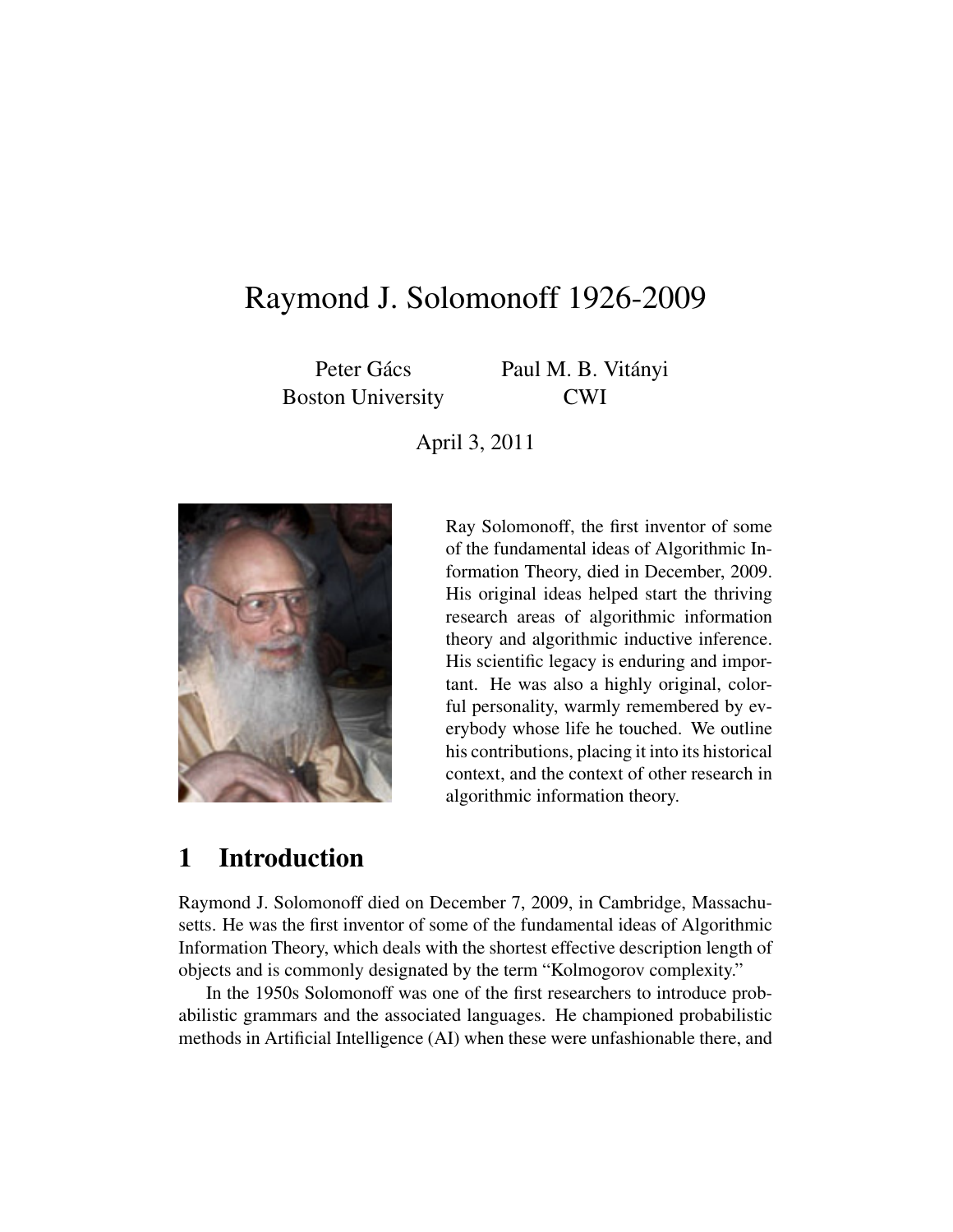# Raymond J. Solomonoff 1926-2009

Peter Gács
Boston University

Paul M. B. Vitányi
CWI

April 3, 2011

Ray Solomonoff, the first inventor of some of the fundamental ideas of Algorithmic Information Theory, died in December, 2009. His original ideas helped start the thriving research areas of algorithmic information theory and algorithmic inductive inference. His scientific legacy is enduring and important. He was also a highly original, colorful personality, warmly remembered by everybody whose life he touched. We outline his contributions, placing it into its historical context, and the context of other research in algorithmic information theory.

## 1 Introduction

Raymond J. Solomonoff died on December 7, 2009, in Cambridge, Massachusetts. He was the first inventor of some of the fundamental ideas of Algorithmic Information Theory, which deals with the shortest effective description length of objects and is commonly designated by the term "Kolmogorov complexity."

In the 1950s Solomonoff was one of the first researchers to introduce probabilistic grammars and the associated languages. He championed probabilistic methods in Artificial Intelligence (AI) when these were unfashionable there, and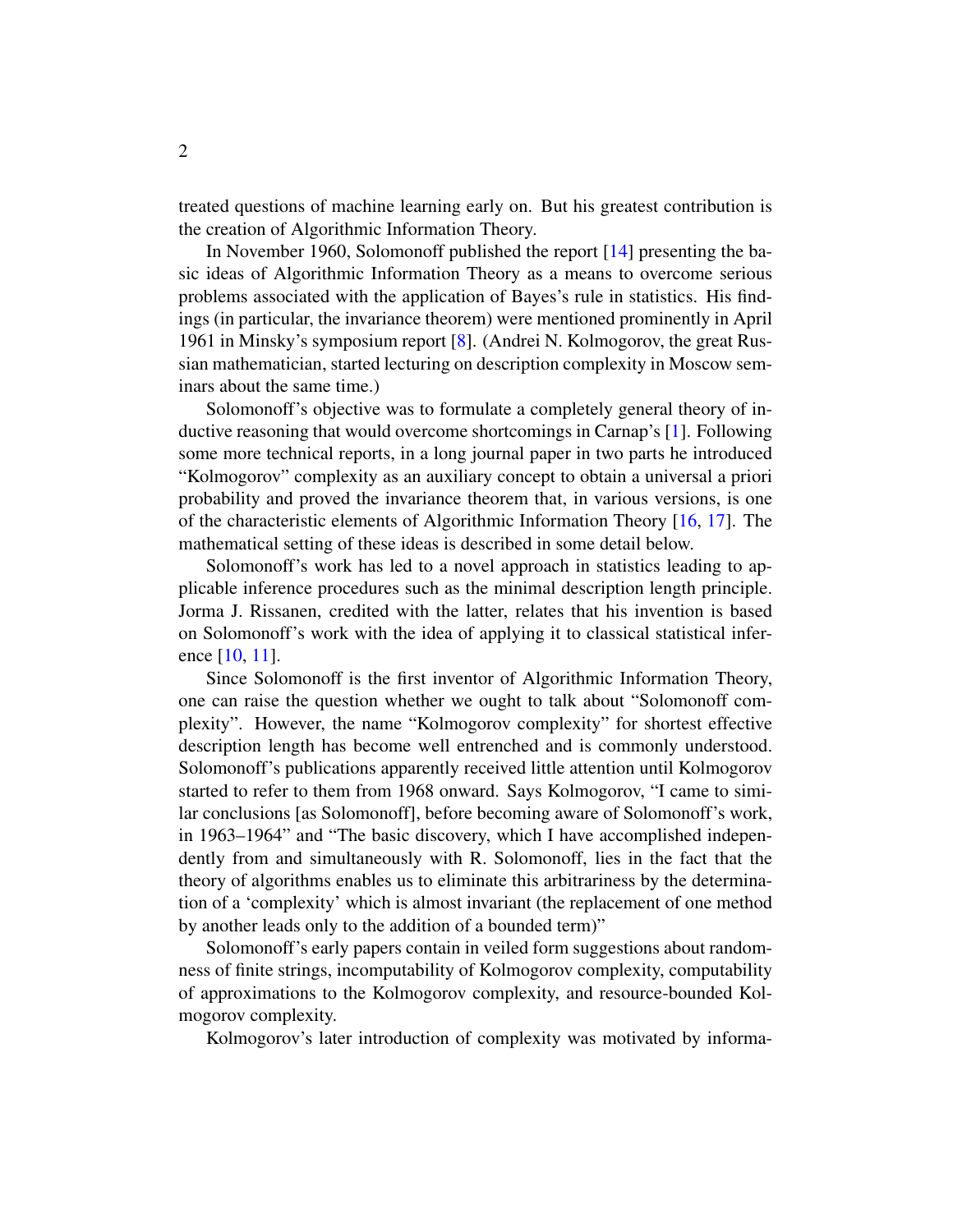treated questions of machine learning early on. But his greatest contribution is the creation of Algorithmic Information Theory.

In November 1960, Solomonoff published the report [14] presenting the basic ideas of Algorithmic Information Theory as a means to overcome serious problems associated with the application of Bayes's rule in statistics. His findings (in particular, the invariance theorem) were mentioned prominently in April 1961 in Minsky's symposium report [8]. (Andrei N. Kolmogorov, the great Russian mathematician, started lecturing on description complexity in Moscow seminars about the same time.)

Solomonoff's objective was to formulate a completely general theory of inductive reasoning that would overcome shortcomings in Carnap's [1]. Following some more technical reports, in a long journal paper in two parts he introduced "Kolmogorov" complexity as an auxiliary concept to obtain a universal a priori probability and proved the invariance theorem that, in various versions, is one of the characteristic elements of Algorithmic Information Theory [16, 17]. The mathematical setting of these ideas is described in some detail below.

Solomonoff's work has led to a novel approach in statistics leading to applicable inference procedures such as the minimal description length principle. Jorma J. Rissanen, credited with the latter, relates that his invention is based on Solomonoff's work with the idea of applying it to classical statistical inference [10, 11].

Since Solomonoff is the first inventor of Algorithmic Information Theory, one can raise the question whether we ought to talk about "Solomonoff complexity". However, the name "Kolmogorov complexity" for shortest effective description length has become well entrenched and is commonly understood. Solomonoff's publications apparently received little attention until Kolmogorov started to refer to them from 1968 onward. Says Kolmogorov, "I came to similar conclusions [as Solomonoff], before becoming aware of Solomonoff's work, in 1963–1964" and "The basic discovery, which I have accomplished independently from and simultaneously with R. Solomonoff, lies in the fact that the theory of algorithms enables us to eliminate this arbitrariness by the determination of a 'complexity' which is almost invariant (the replacement of one method by another leads only to the addition of a bounded term)"

Solomonoff's early papers contain in veiled form suggestions about randomness of finite strings, incomputability of Kolmogorov complexity, computability of approximations to the Kolmogorov complexity, and resource-bounded Kolmogorov complexity.

Kolmogorov's later introduction of complexity was motivated by informa-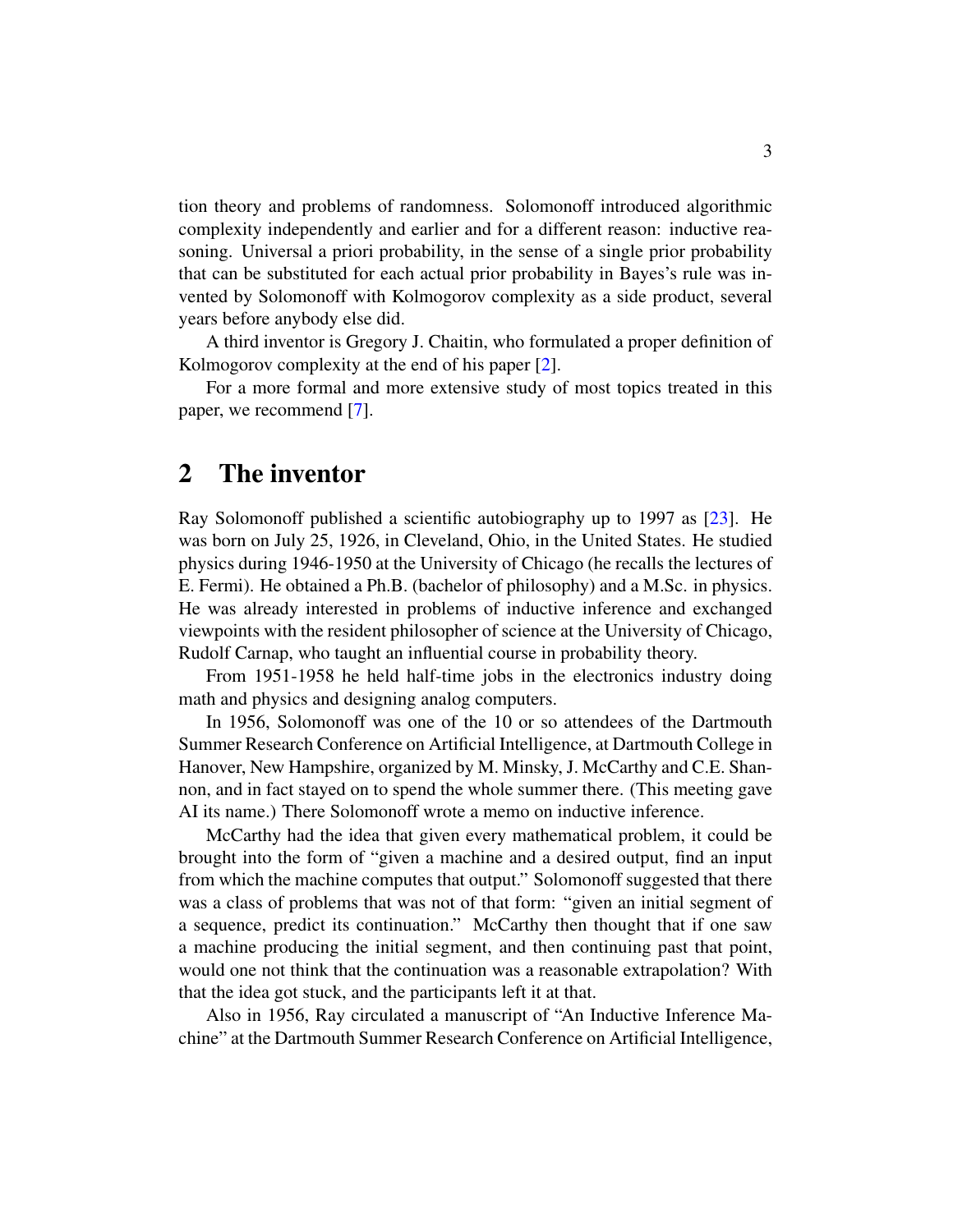tion theory and problems of randomness. Solomonoff introduced algorithmic complexity independently and earlier and for a different reason: inductive reasoning. Universal a priori probability, in the sense of a single prior probability that can be substituted for each actual prior probability in Bayes's rule was invented by Solomonoff with Kolmogorov complexity as a side product, several years before anybody else did.

A third inventor is Gregory J. Chaitin, who formulated a proper definition of Kolmogorov complexity at the end of his paper [2].

For a more formal and more extensive study of most topics treated in this paper, we recommend [7].

## 2 The inventor

Ray Solomonoff published a scientific autobiography up to 1997 as [23]. He was born on July 25, 1926, in Cleveland, Ohio, in the United States. He studied physics during 1946-1950 at the University of Chicago (he recalls the lectures of E. Fermi). He obtained a Ph.B. (bachelor of philosophy) and a M.Sc. in physics. He was already interested in problems of inductive inference and exchanged viewpoints with the resident philosopher of science at the University of Chicago, Rudolf Carnap, who taught an influential course in probability theory.

From 1951-1958 he held half-time jobs in the electronics industry doing math and physics and designing analog computers.

In 1956, Solomonoff was one of the 10 or so attendees of the Dartmouth Summer Research Conference on Artificial Intelligence, at Dartmouth College in Hanover, New Hampshire, organized by M. Minsky, J. McCarthy and C.E. Shannon, and in fact stayed on to spend the whole summer there. (This meeting gave AI its name.) There Solomonoff wrote a memo on inductive inference.

McCarthy had the idea that given every mathematical problem, it could be brought into the form of "given a machine and a desired output, find an input from which the machine computes that output." Solomonoff suggested that there was a class of problems that was not of that form: "given an initial segment of a sequence, predict its continuation." McCarthy then thought that if one saw a machine producing the initial segment, and then continuing past that point, would one not think that the continuation was a reasonable extrapolation? With that the idea got stuck, and the participants left it at that.

Also in 1956, Ray circulated a manuscript of "An Inductive Inference Machine" at the Dartmouth Summer Research Conference on Artificial Intelligence,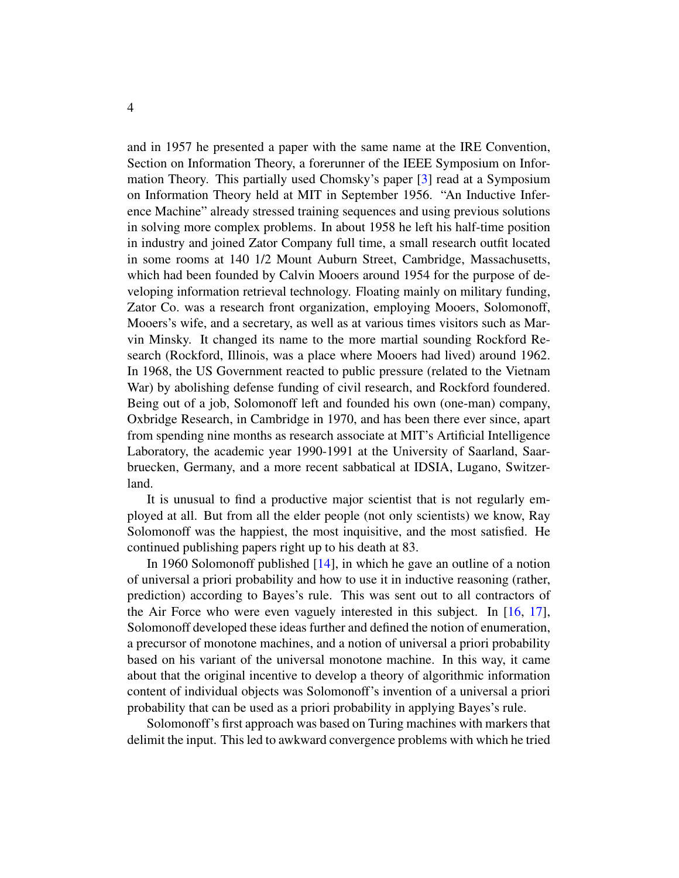and in 1957 he presented a paper with the same name at the IRE Convention, Section on Information Theory, a forerunner of the IEEE Symposium on Information Theory. This partially used Chomsky's paper [3] read at a Symposium on Information Theory held at MIT in September 1956. "An Inductive Inference Machine" already stressed training sequences and using previous solutions in solving more complex problems. In about 1958 he left his half-time position in industry and joined Zator Company full time, a small research outfit located in some rooms at 140 1/2 Mount Auburn Street, Cambridge, Massachusetts, which had been founded by Calvin Mooers around 1954 for the purpose of developing information retrieval technology. Floating mainly on military funding, Zator Co. was a research front organization, employing Mooers, Solomonoff, Mooers's wife, and a secretary, as well as at various times visitors such as Marvin Minsky. It changed its name to the more martial sounding Rockford Research (Rockford, Illinois, was a place where Mooers had lived) around 1962. In 1968, the US Government reacted to public pressure (related to the Vietnam War) by abolishing defense funding of civil research, and Rockford foundered. Being out of a job, Solomonoff left and founded his own (one-man) company, Oxbridge Research, in Cambridge in 1970, and has been there ever since, apart from spending nine months as research associate at MIT's Artificial Intelligence Laboratory, the academic year 1990-1991 at the University of Saarland, Saarbruecken, Germany, and a more recent sabbatical at IDSIA, Lugano, Switzerland.

It is unusual to find a productive major scientist that is not regularly employed at all. But from all the elder people (not only scientists) we know, Ray Solomonoff was the happiest, the most inquisitive, and the most satisfied. He continued publishing papers right up to his death at 83.

In 1960 Solomonoff published [14], in which he gave an outline of a notion of universal a priori probability and how to use it in inductive reasoning (rather, prediction) according to Bayes's rule. This was sent out to all contractors of the Air Force who were even vaguely interested in this subject. In [16, 17], Solomonoff developed these ideas further and defined the notion of enumeration, a precursor of monotone machines, and a notion of universal a priori probability based on his variant of the universal monotone machine. In this way, it came about that the original incentive to develop a theory of algorithmic information content of individual objects was Solomonoff's invention of a universal a priori probability that can be used as a priori probability in applying Bayes's rule.

Solomonoff's first approach was based on Turing machines with markers that delimit the input. This led to awkward convergence problems with which he tried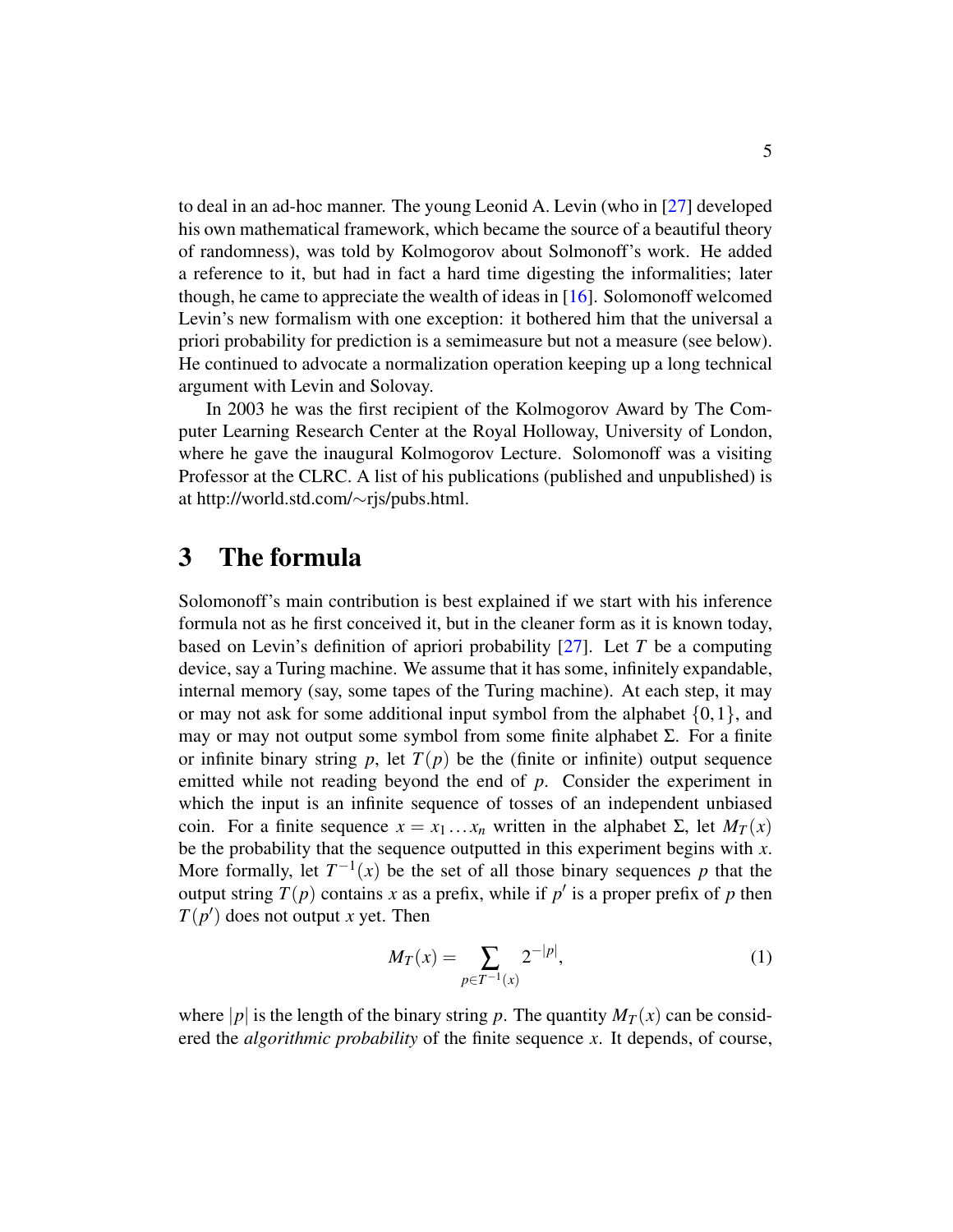to deal in an ad-hoc manner. The young Leonid A. Levin (who in [27] developed his own mathematical framework, which became the source of a beautiful theory of randomness), was told by Kolmogorov about Solmonoff's work. He added a reference to it, but had in fact a hard time digesting the informalities; later though, he came to appreciate the wealth of ideas in [16]. Solomonoff welcomed Levin's new formalism with one exception: it bothered him that the universal a priori probability for prediction is a semimeasure but not a measure (see below). He continued to advocate a normalization operation keeping up a long technical argument with Levin and Solovay.

In 2003 he was the first recipient of the Kolmogorov Award by The Computer Learning Research Center at the Royal Holloway, University of London, where he gave the inaugural Kolmogorov Lecture. Solomonoff was a visiting Professor at the CLRC. A list of his publications (published and unpublished) is at http://world.std.com/∼rjs/pubs.html.

# 3 The formula

Solomonoff's main contribution is best explained if we start with his inference formula not as he first conceived it, but in the cleaner form as it is known today, based on Levin's definition of apriori probability [27]. Let $T$ be a computing device, say a Turing machine. We assume that it has some, infinitely expandable, internal memory (say, some tapes of the Turing machine). At each step, it may or may not ask for some additional input symbol from the alphabet $\{0,1\}$, and may or may not output some symbol from some finite alphabet $\Sigma$. For a finite or infinite binary string $p$, let $T(p)$ be the (finite or infinite) output sequence emitted while not reading beyond the end of $p$. Consider the experiment in which the input is an infinite sequence of tosses of an independent unbiased coin. For a finite sequence $x = x_1 \dots x_n$ written in the alphabet $\Sigma$, let $M_T(x)$ be the probability that the sequence outputted in this experiment begins with $x$. More formally, let $T^{-1}(x)$ be the set of all those binary sequences $p$ that the output string $T(p)$ contains $x$ as a prefix, while if $p'$ is a proper prefix of $p$ then $T(p')$ does not output $x$ yet. Then

$$M_T(x) = \sum_{p \in T^{-1}(x)} 2^{-|p|}, \tag{1}$$

where $|p|$ is the length of the binary string $p$. The quantity $M_T(x)$ can be considered the *algorithmic probability* of the finite sequence $x$. It depends, of course,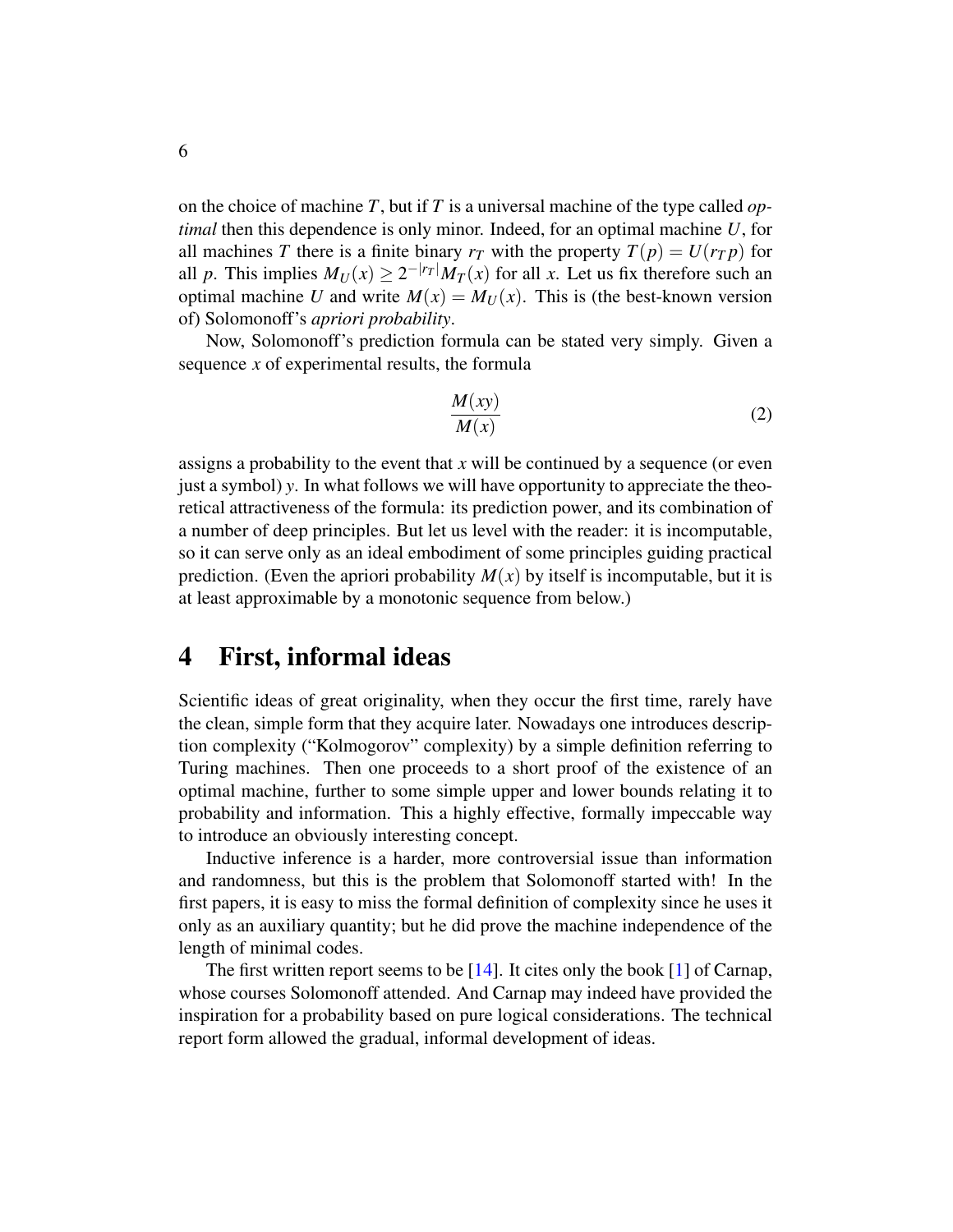on the choice of machine $T$, but if $T$ is a universal machine of the type called *optimal* then this dependence is only minor. Indeed, for an optimal machine $U$, for all machines $T$ there is a finite binary $r_T$ with the property $T(p) = U(r_T p)$ for all $p$. This implies $M_U(x) \geq 2^{-|r_T|} M_T(x)$ for all $x$. Let us fix therefore such an optimal machine $U$ and write $M(x) = M_U(x)$. This is (the best-known version of) Solomonoff's *apriori probability*.

Now, Solomonoff's prediction formula can be stated very simply. Given a sequence $x$ of experimental results, the formula

$$\frac{M(xy)}{M(x)} \tag{2}$$

assigns a probability to the event that $x$ will be continued by a sequence (or even just a symbol) $y$. In what follows we will have opportunity to appreciate the theoretical attractiveness of the formula: its prediction power, and its combination of a number of deep principles. But let us level with the reader: it is incomputable, so it can serve only as an ideal embodiment of some principles guiding practical prediction. (Even the apriori probability $M(x)$ by itself is incomputable, but it is at least approximable by a monotonic sequence from below.)

## 4 First, informal ideas

Scientific ideas of great originality, when they occur the first time, rarely have the clean, simple form that they acquire later. Nowadays one introduces description complexity ("Kolmogorov" complexity) by a simple definition referring to Turing machines. Then one proceeds to a short proof of the existence of an optimal machine, further to some simple upper and lower bounds relating it to probability and information. This a highly effective, formally impeccable way to introduce an obviously interesting concept.

Inductive inference is a harder, more controversial issue than information and randomness, but this is the problem that Solomonoff started with! In the first papers, it is easy to miss the formal definition of complexity since he uses it only as an auxiliary quantity; but he did prove the machine independence of the length of minimal codes.

The first written report seems to be [14]. It cites only the book [1] of Carnap, whose courses Solomonoff attended. And Carnap may indeed have provided the inspiration for a probability based on pure logical considerations. The technical report form allowed the gradual, informal development of ideas.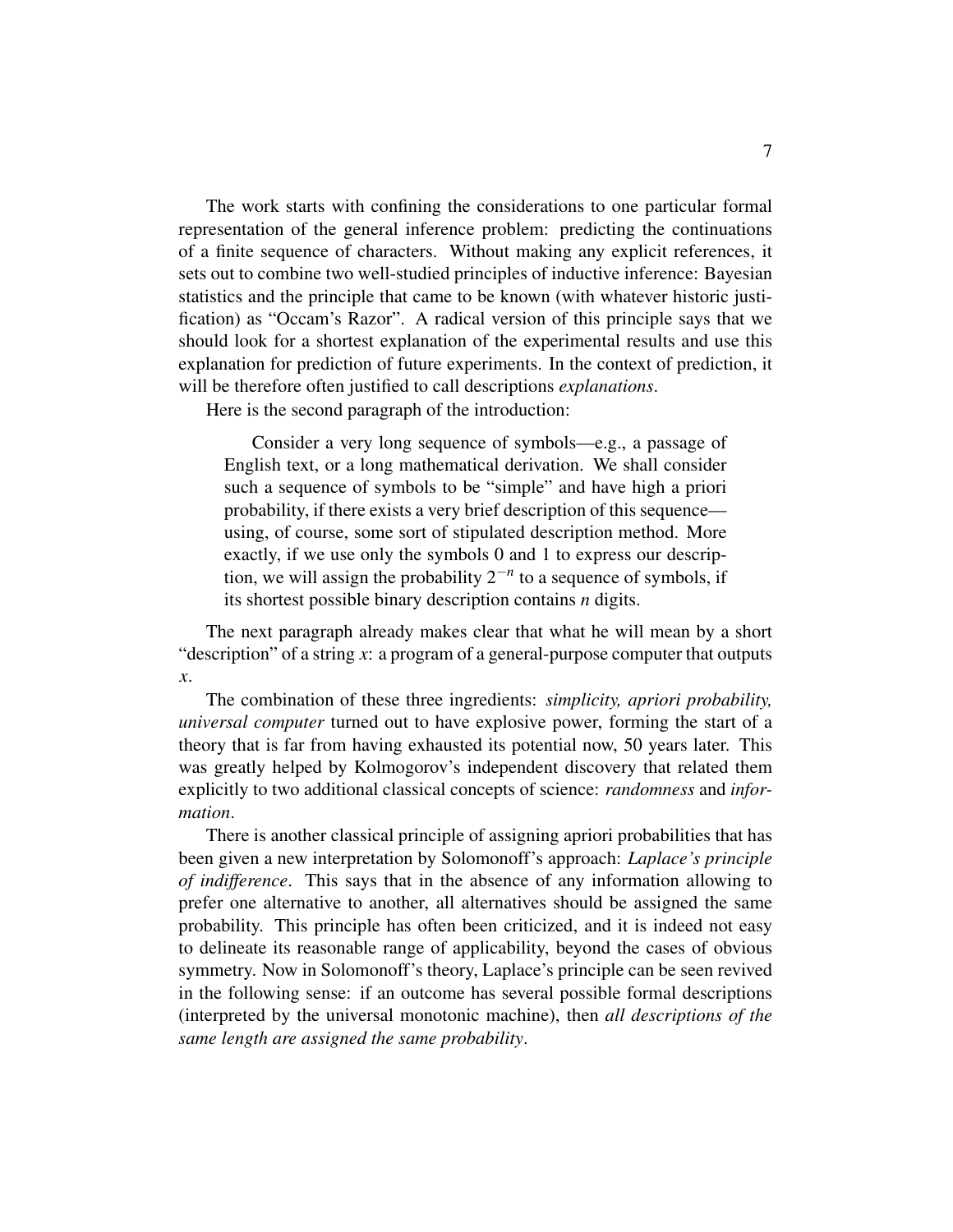The work starts with confining the considerations to one particular formal representation of the general inference problem: predicting the continuations of a finite sequence of characters. Without making any explicit references, it sets out to combine two well-studied principles of inductive inference: Bayesian statistics and the principle that came to be known (with whatever historic justification) as "Occam's Razor". A radical version of this principle says that we should look for a shortest explanation of the experimental results and use this explanation for prediction of future experiments. In the context of prediction, it will be therefore often justified to call descriptions *explanations*.

Here is the second paragraph of the introduction:

> Consider a very long sequence of symbols—e.g., a passage of English text, or a long mathematical derivation. We shall consider such a sequence of symbols to be "simple" and have high a priori probability, if there exists a very brief description of this sequence—using, of course, some sort of stipulated description method. More exactly, if we use only the symbols 0 and 1 to express our description, we will assign the probability $2^{-n}$ to a sequence of symbols, if its shortest possible binary description contains $n$ digits.

The next paragraph already makes clear that what he will mean by a short "description" of a string $x$: a program of a general-purpose computer that outputs $x$.

The combination of these three ingredients: *simplicity, apriori probability, universal computer* turned out to have explosive power, forming the start of a theory that is far from having exhausted its potential now, 50 years later. This was greatly helped by Kolmogorov's independent discovery that related them explicitly to two additional classical concepts of science: *randomness* and *information*.

There is another classical principle of assigning apriori probabilities that has been given a new interpretation by Solomonoff's approach: *Laplace's principle of indifference*. This says that in the absence of any information allowing to prefer one alternative to another, all alternatives should be assigned the same probability. This principle has often been criticized, and it is indeed not easy to delineate its reasonable range of applicability, beyond the cases of obvious symmetry. Now in Solomonoff's theory, Laplace's principle can be seen revived in the following sense: if an outcome has several possible formal descriptions (interpreted by the universal monotonic machine), then *all descriptions of the same length are assigned the same probability*.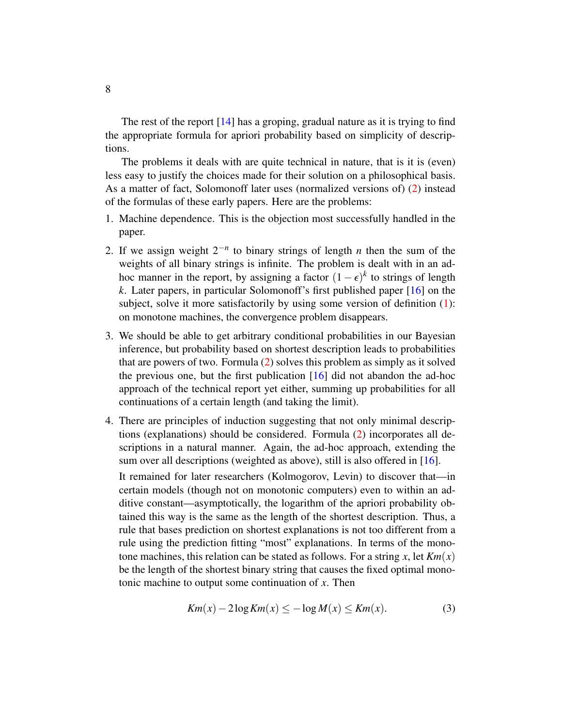The rest of the report [14] has a groping, gradual nature as it is trying to find the appropriate formula for apriori probability based on simplicity of descriptions.

The problems it deals with are quite technical in nature, that is it is (even) less easy to justify the choices made for their solution on a philosophical basis. As a matter of fact, Solomonoff later uses (normalized versions of) (2) instead of the formulas of these early papers. Here are the problems:

1. Machine dependence. This is the objection most successfully handled in the paper.
2. If we assign weight $2^{-n}$ to binary strings of length $n$ then the sum of the weights of all binary strings is infinite. The problem is dealt with in an ad-hoc manner in the report, by assigning a factor $(1-\epsilon)^k$ to strings of length $k$. Later papers, in particular Solomonoff's first published paper [16] on the subject, solve it more satisfactorily by using some version of definition (1): on monotone machines, the convergence problem disappears.
3. We should be able to get arbitrary conditional probabilities in our Bayesian inference, but probability based on shortest description leads to probabilities that are powers of two. Formula (2) solves this problem as simply as it solved the previous one, but the first publication [16] did not abandon the ad-hoc approach of the technical report yet either, summing up probabilities for all continuations of a certain length (and taking the limit).
4. There are principles of induction suggesting that not only minimal descriptions (explanations) should be considered. Formula (2) incorporates all descriptions in a natural manner. Again, the ad-hoc approach, extending the sum over all descriptions (weighted as above), still is also offered in [16].

   It remained for later researchers (Kolmogorov, Levin) to discover that—in certain models (though not on monotonic computers) even to within an additive constant—asymptotically, the logarithm of the apriori probability obtained this way is the same as the length of the shortest description. Thus, a rule that bases prediction on shortest explanations is not too different from a rule using the prediction fitting "most" explanations. In terms of the monotone machines, this relation can be stated as follows. For a string $x$, let $Km(x)$ be the length of the shortest binary string that causes the fixed optimal monotonic machine to output some continuation of $x$. Then

$$Km(x) - 2\log Km(x) \leq -\log M(x) \leq Km(x). \tag{3}$$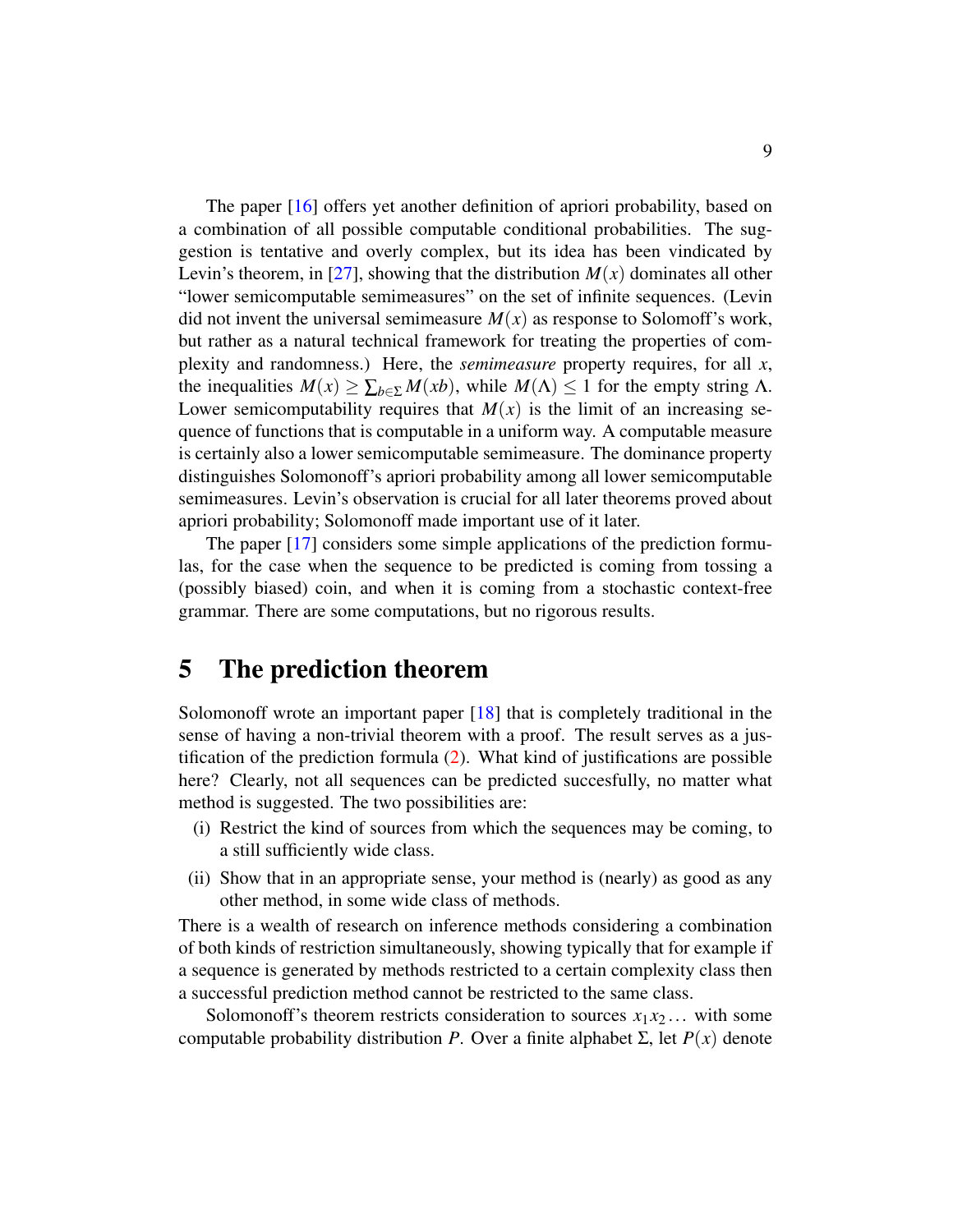The paper [16] offers yet another definition of apriori probability, based on a combination of all possible computable conditional probabilities. The suggestion is tentative and overly complex, but its idea has been vindicated by Levin's theorem, in [27], showing that the distribution $M(x)$ dominates all other "lower semicomputable semimeasures" on the set of infinite sequences. (Levin did not invent the universal semimeasure $M(x)$ as response to Solomoff's work, but rather as a natural technical framework for treating the properties of complexity and randomness.) Here, the *semimeasure* property requires, for all $x$, the inequalities $M(x) \geq \sum_{b \in \Sigma} M(xb)$, while $M(\Lambda) \leq 1$ for the empty string $\Lambda$. Lower semicomputability requires that $M(x)$ is the limit of an increasing sequence of functions that is computable in a uniform way. A computable measure is certainly also a lower semicomputable semimeasure. The dominance property distinguishes Solomonoff's apriori probability among all lower semicomputable semimeasures. Levin's observation is crucial for all later theorems proved about apriori probability; Solomonoff made important use of it later.

The paper [17] considers some simple applications of the prediction formulas, for the case when the sequence to be predicted is coming from tossing a (possibly biased) coin, and when it is coming from a stochastic context-free grammar. There are some computations, but no rigorous results.

# 5 The prediction theorem

Solomonoff wrote an important paper [18] that is completely traditional in the sense of having a non-trivial theorem with a proof. The result serves as a justification of the prediction formula (2). What kind of justifications are possible here? Clearly, not all sequences can be predicted succesfully, no matter what method is suggested. The two possibilities are:

(i) Restrict the kind of sources from which the sequences may be coming, to a still sufficiently wide class.

(ii) Show that in an appropriate sense, your method is (nearly) as good as any other method, in some wide class of methods.

There is a wealth of research on inference methods considering a combination of both kinds of restriction simultaneously, showing typically that for example if a sequence is generated by methods restricted to a certain complexity class then a successful prediction method cannot be restricted to the same class.

Solomonoff's theorem restricts consideration to sources $x_1 x_2 \ldots$ with some computable probability distribution $P$. Over a finite alphabet $\Sigma$, let $P(x)$ denote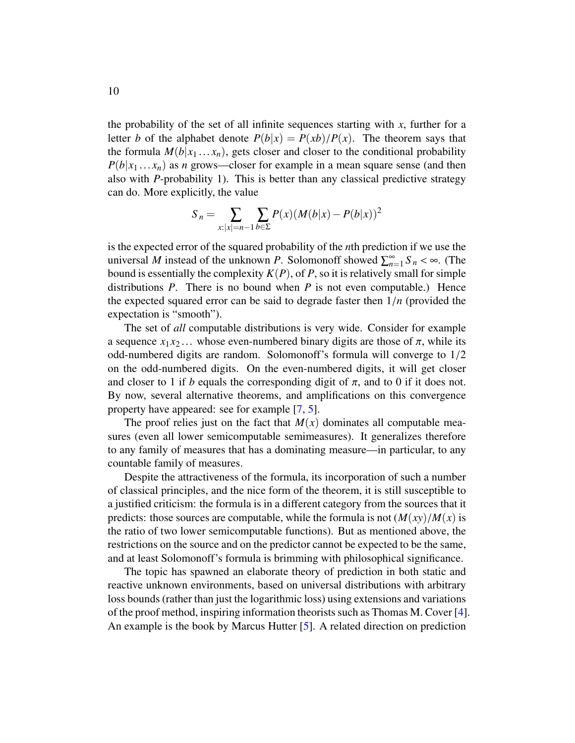the probability of the set of all infinite sequences starting with $x$, further for a letter $b$ of the alphabet denote $P(b|x) = P(xb)/P(x)$. The theorem says that the formula $M(b|x_1 \dots x_n)$, gets closer and closer to the conditional probability $P(b|x_1 \dots x_n)$ as $n$ grows—closer for example in a mean square sense (and then also with $P$-probability 1). This is better than any classical predictive strategy can do. More explicitly, the value

$$S_n = \sum_{x:|x|=n-1} \sum_{b \in \Sigma} P(x)(M(b|x) - P(b|x))^2$$

is the expected error of the squared probability of the $n$th prediction if we use the universal $M$ instead of the unknown $P$. Solomonoff showed $\sum_{n=1}^{\infty} S_n < \infty$. (The bound is essentially the complexity $K(P)$, of $P$, so it is relatively small for simple distributions $P$. There is no bound when $P$ is not even computable.) Hence the expected squared error can be said to degrade faster then $1/n$ (provided the expectation is "smooth").

The set of *all* computable distributions is very wide. Consider for example a sequence $x_1 x_2 \dots$ whose even-numbered binary digits are those of $\pi$, while its odd-numbered digits are random. Solomonoff's formula will converge to $1/2$ on the odd-numbered digits. On the even-numbered digits, it will get closer and closer to 1 if $b$ equals the corresponding digit of $\pi$, and to 0 if it does not. By now, several alternative theorems, and amplifications on this convergence property have appeared: see for example [7, 5].

The proof relies just on the fact that $M(x)$ dominates all computable measures (even all lower semicomputable semimeasures). It generalizes therefore to any family of measures that has a dominating measure—in particular, to any countable family of measures.

Despite the attractiveness of the formula, its incorporation of such a number of classical principles, and the nice form of the theorem, it is still susceptible to a justified criticism: the formula is in a different category from the sources that it predicts: those sources are computable, while the formula is not ($M(xy)/M(x)$ is the ratio of two lower semicomputable functions). But as mentioned above, the restrictions on the source and on the predictor cannot be expected to be the same, and at least Solomonoff's formula is brimming with philosophical significance.

The topic has spawned an elaborate theory of prediction in both static and reactive unknown environments, based on universal distributions with arbitrary loss bounds (rather than just the logarithmic loss) using extensions and variations of the proof method, inspiring information theorists such as Thomas M. Cover [4]. An example is the book by Marcus Hutter [5]. A related direction on prediction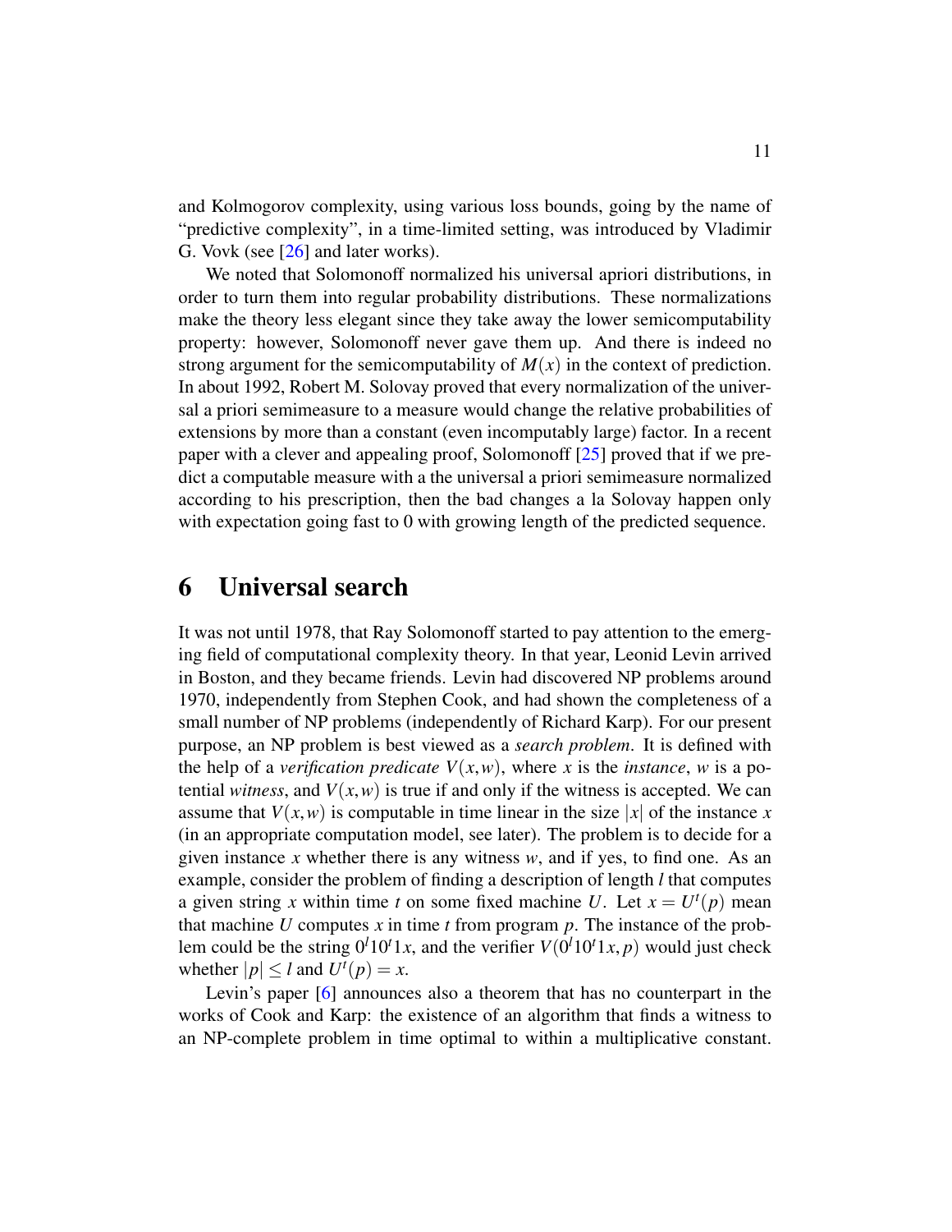and Kolmogorov complexity, using various loss bounds, going by the name of "predictive complexity", in a time-limited setting, was introduced by Vladimir G. Vovk (see [26] and later works).

We noted that Solomonoff normalized his universal apriori distributions, in order to turn them into regular probability distributions. These normalizations make the theory less elegant since they take away the lower semicomputability property: however, Solomonoff never gave them up. And there is indeed no strong argument for the semicomputability of $M(x)$ in the context of prediction. In about 1992, Robert M. Solovay proved that every normalization of the universal a priori semimeasure to a measure would change the relative probabilities of extensions by more than a constant (even incomputably large) factor. In a recent paper with a clever and appealing proof, Solomonoff [25] proved that if we predict a computable measure with a the universal a priori semimeasure normalized according to his prescription, then the bad changes a la Solovay happen only with expectation going fast to 0 with growing length of the predicted sequence.

# 6 Universal search

It was not until 1978, that Ray Solomonoff started to pay attention to the emerging field of computational complexity theory. In that year, Leonid Levin arrived in Boston, and they became friends. Levin had discovered NP problems around 1970, independently from Stephen Cook, and had shown the completeness of a small number of NP problems (independently of Richard Karp). For our present purpose, an NP problem is best viewed as a *search problem*. It is defined with the help of a *verification predicate* $V(x,w)$, where $x$ is the *instance*, $w$ is a potential *witness*, and $V(x,w)$ is true if and only if the witness is accepted. We can assume that $V(x,w)$ is computable in time linear in the size $|x|$ of the instance $x$ (in an appropriate computation model, see later). The problem is to decide for a given instance $x$ whether there is any witness $w$, and if yes, to find one. As an example, consider the problem of finding a description of length $l$ that computes a given string $x$ within time $t$ on some fixed machine $U$. Let $x = U^t(p)$ mean that machine $U$ computes $x$ in time $t$ from program $p$. The instance of the problem could be the string $0^l10^t1x$, and the verifier $V(0^l10^t1x, p)$ would just check whether $|p| \le l$ and $U^t(p) = x$.

Levin's paper [6] announces also a theorem that has no counterpart in the works of Cook and Karp: the existence of an algorithm that finds a witness to an NP-complete problem in time optimal to within a multiplicative constant.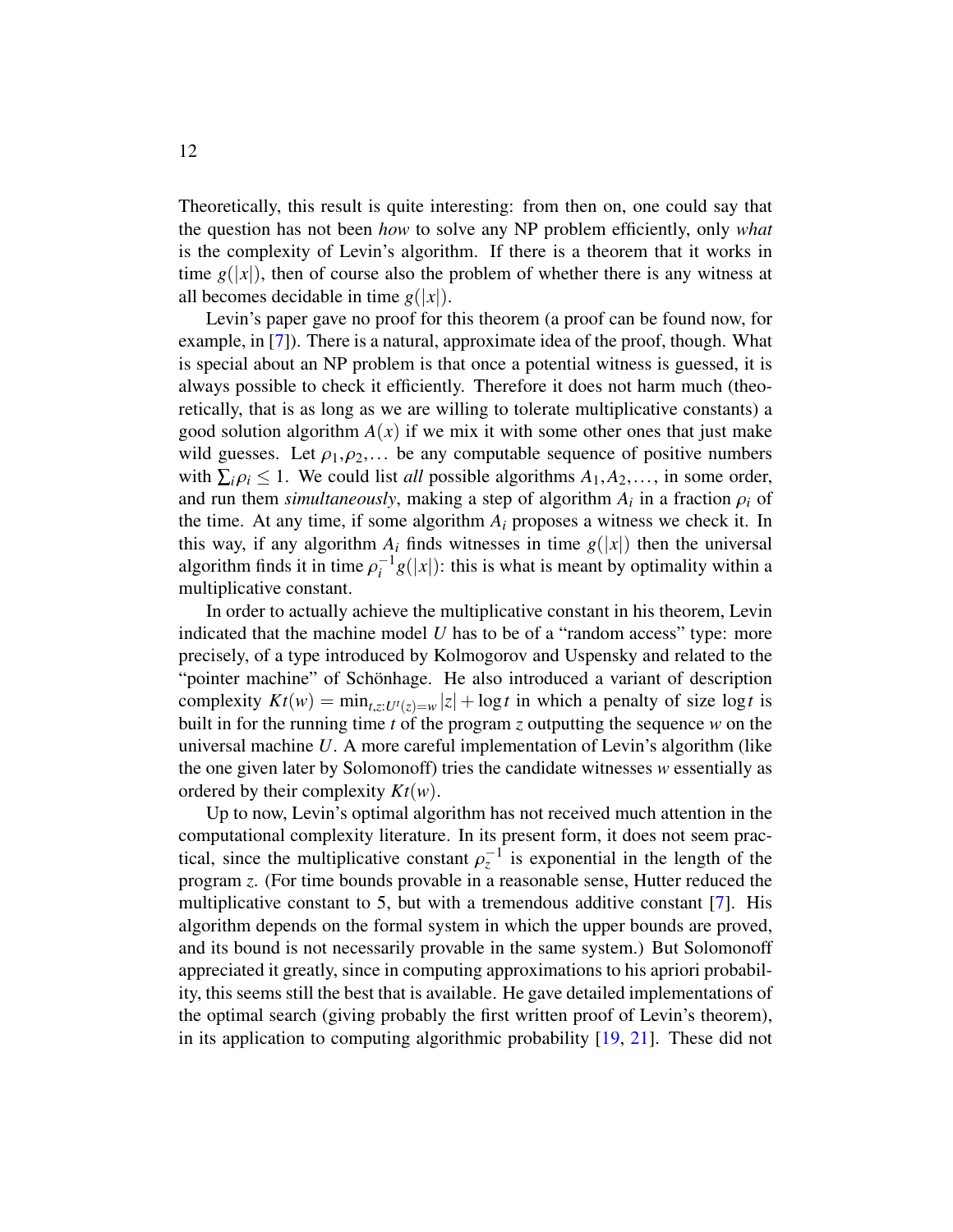Theoretically, this result is quite interesting: from then on, one could say that the question has not been *how* to solve any NP problem efficiently, only *what* is the complexity of Levin's algorithm. If there is a theorem that it works in time $g(|x|)$, then of course also the problem of whether there is any witness at all becomes decidable in time $g(|x|)$.

Levin's paper gave no proof for this theorem (a proof can be found now, for example, in [7]). There is a natural, approximate idea of the proof, though. What is special about an NP problem is that once a potential witness is guessed, it is always possible to check it efficiently. Therefore it does not harm much (theoretically, that is as long as we are willing to tolerate multiplicative constants) a good solution algorithm $A(x)$ if we mix it with some other ones that just make wild guesses. Let $\rho_1, \rho_2, \dots$ be any computable sequence of positive numbers with $\sum_i \rho_i \le 1$. We could list *all* possible algorithms $A_1, A_2, \dots$, in some order, and run them *simultaneously*, making a step of algorithm $A_i$ in a fraction $\rho_i$ of the time. At any time, if some algorithm $A_i$ proposes a witness we check it. In this way, if any algorithm $A_i$ finds witnesses in time $g(|x|)$ then the universal algorithm finds it in time $\rho_i^{-1} g(|x|)$: this is what is meant by optimality within a multiplicative constant.

In order to actually achieve the multiplicative constant in his theorem, Levin indicated that the machine model $U$ has to be of a "random access" type: more precisely, of a type introduced by Kolmogorov and Uspensky and related to the "pointer machine" of Schönhage. He also introduced a variant of description complexity $Kt(w) = \min_{t,z:U^t(z)=w} |z| + \log t$ in which a penalty of size $\log t$ is built in for the running time $t$ of the program $z$ outputting the sequence $w$ on the universal machine $U$. A more careful implementation of Levin's algorithm (like the one given later by Solomonoff) tries the candidate witnesses $w$ essentially as ordered by their complexity $Kt(w)$.

Up to now, Levin's optimal algorithm has not received much attention in the computational complexity literature. In its present form, it does not seem practical, since the multiplicative constant $\rho_z^{-1}$ is exponential in the length of the program $z$. (For time bounds provable in a reasonable sense, Hutter reduced the multiplicative constant to 5, but with a tremendous additive constant [7]. His algorithm depends on the formal system in which the upper bounds are proved, and its bound is not necessarily provable in the same system.) But Solomonoff appreciated it greatly, since in computing approximations to his apriori probability, this seems still the best that is available. He gave detailed implementations of the optimal search (giving probably the first written proof of Levin's theorem), in its application to computing algorithmic probability [19, 21]. These did not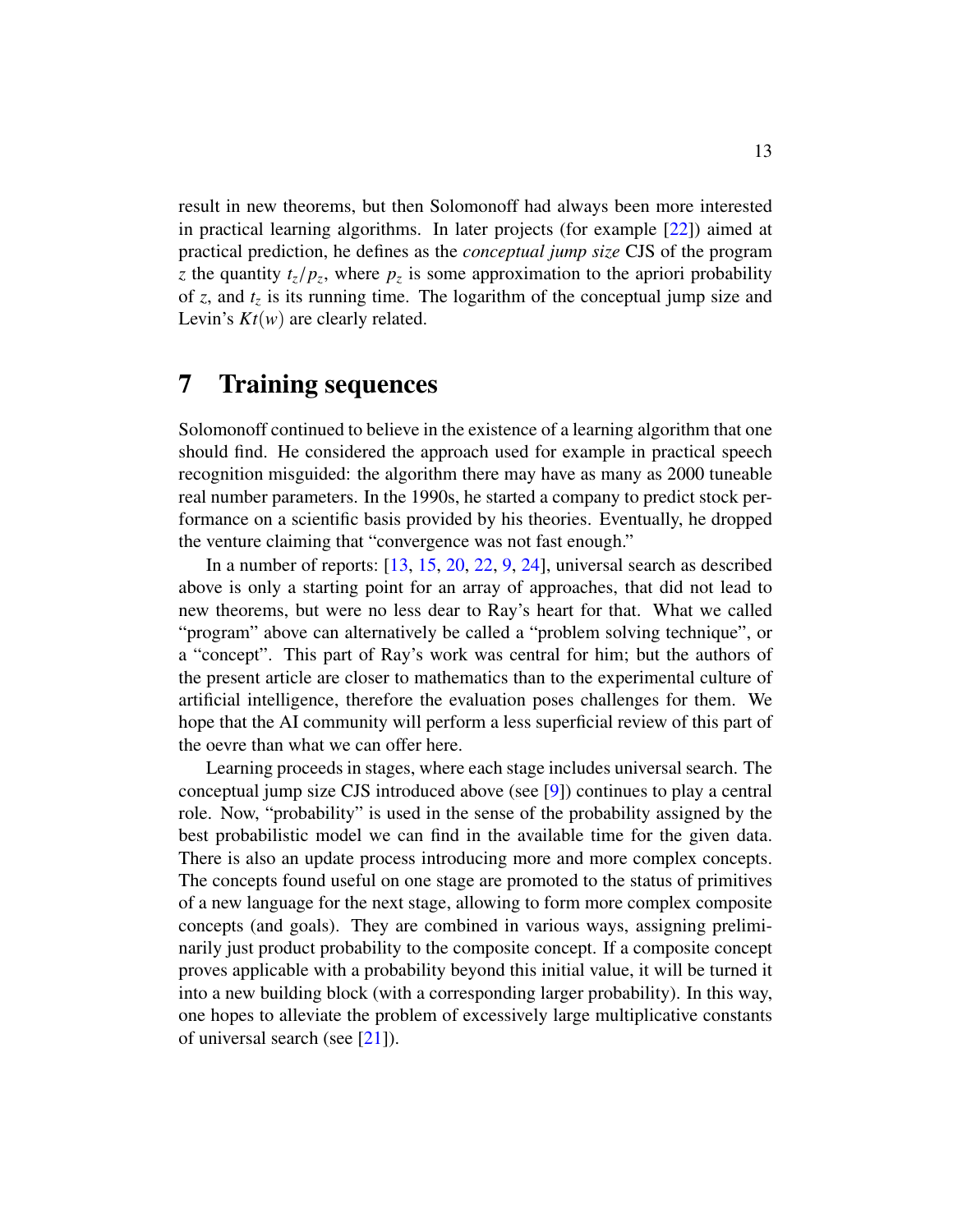result in new theorems, but then Solomonoff had always been more interested in practical learning algorithms. In later projects (for example [22]) aimed at practical prediction, he defines as the *conceptual jump size* CJS of the program $z$ the quantity $t_z/p_z$, where $p_z$ is some approximation to the apriori probability of $z$, and $t_z$ is its running time. The logarithm of the conceptual jump size and Levin's $Kt(w)$ are clearly related.

## 7 Training sequences

Solomonoff continued to believe in the existence of a learning algorithm that one should find. He considered the approach used for example in practical speech recognition misguided: the algorithm there may have as many as 2000 tuneable real number parameters. In the 1990s, he started a company to predict stock performance on a scientific basis provided by his theories. Eventually, he dropped the venture claiming that "convergence was not fast enough."

In a number of reports: [13, 15, 20, 22, 9, 24], universal search as described above is only a starting point for an array of approaches, that did not lead to new theorems, but were no less dear to Ray's heart for that. What we called "program" above can alternatively be called a "problem solving technique", or a "concept". This part of Ray's work was central for him; but the authors of the present article are closer to mathematics than to the experimental culture of artificial intelligence, therefore the evaluation poses challenges for them. We hope that the AI community will perform a less superficial review of this part of the oevre than what we can offer here.

Learning proceeds in stages, where each stage includes universal search. The conceptual jump size CJS introduced above (see [9]) continues to play a central role. Now, "probability" is used in the sense of the probability assigned by the best probabilistic model we can find in the available time for the given data. There is also an update process introducing more and more complex concepts. The concepts found useful on one stage are promoted to the status of primitives of a new language for the next stage, allowing to form more complex composite concepts (and goals). They are combined in various ways, assigning preliminarily just product probability to the composite concept. If a composite concept proves applicable with a probability beyond this initial value, it will be turned it into a new building block (with a corresponding larger probability). In this way, one hopes to alleviate the problem of excessively large multiplicative constants of universal search (see [21]).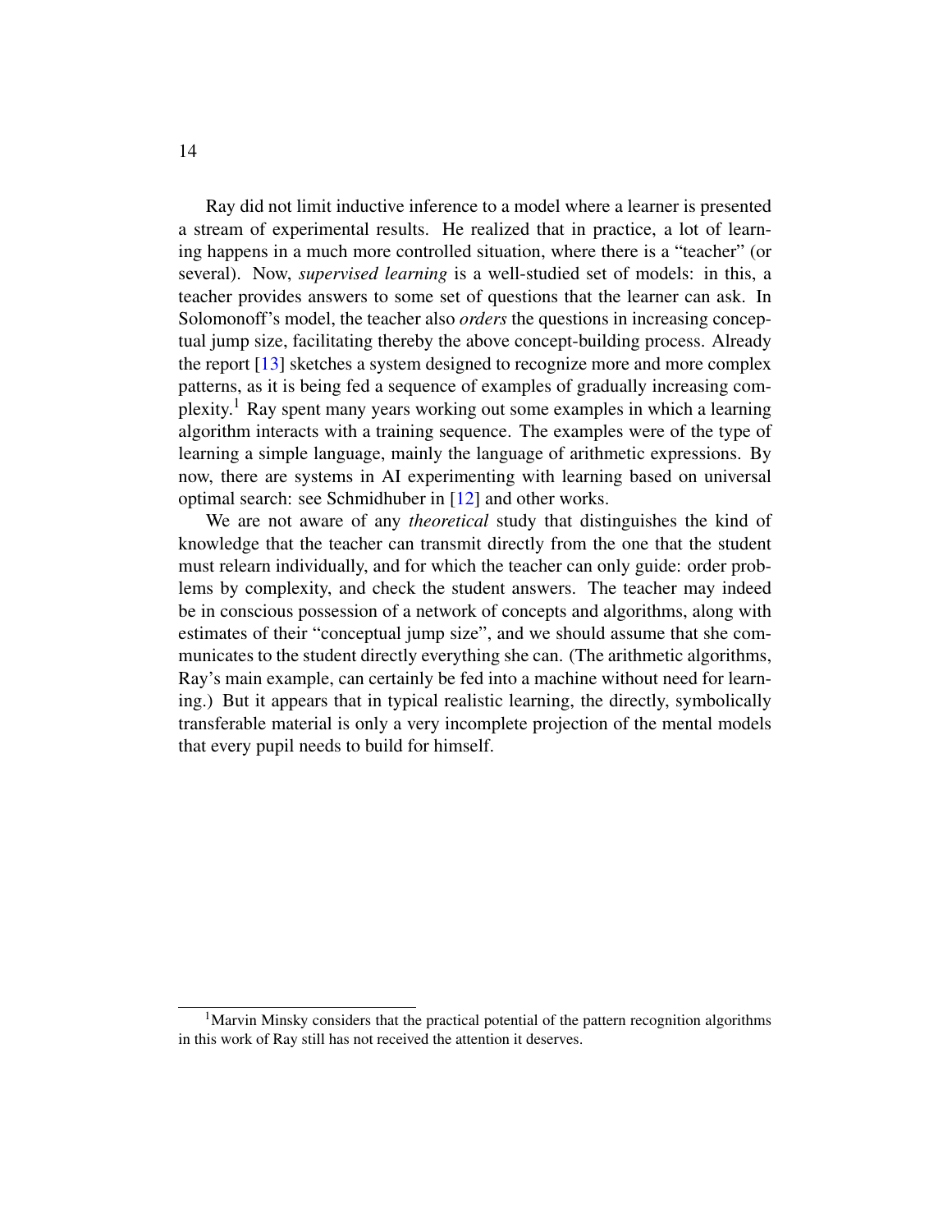Ray did not limit inductive inference to a model where a learner is presented a stream of experimental results. He realized that in practice, a lot of learning happens in a much more controlled situation, where there is a "teacher" (or several). Now, *supervised learning* is a well-studied set of models: in this, a teacher provides answers to some set of questions that the learner can ask. In Solomonoff's model, the teacher also *orders* the questions in increasing conceptual jump size, facilitating thereby the above concept-building process. Already the report [13] sketches a system designed to recognize more and more complex patterns, as it is being fed a sequence of examples of gradually increasing complexity.[1] Ray spent many years working out some examples in which a learning algorithm interacts with a training sequence. The examples were of the type of learning a simple language, mainly the language of arithmetic expressions. By now, there are systems in AI experimenting with learning based on universal optimal search: see Schmidhuber in [12] and other works.

We are not aware of any *theoretical* study that distinguishes the kind of knowledge that the teacher can transmit directly from the one that the student must relearn individually, and for which the teacher can only guide: order problems by complexity, and check the student answers. The teacher may indeed be in conscious possession of a network of concepts and algorithms, along with estimates of their "conceptual jump size", and we should assume that she communicates to the student directly everything she can. (The arithmetic algorithms, Ray's main example, can certainly be fed into a machine without need for learning.) But it appears that in typical realistic learning, the directly, symbolically transferable material is only a very incomplete projection of the mental models that every pupil needs to build for himself.

[1] Marvin Minsky considers that the practical potential of the pattern recognition algorithms in this work of Ray still has not received the attention it deserves.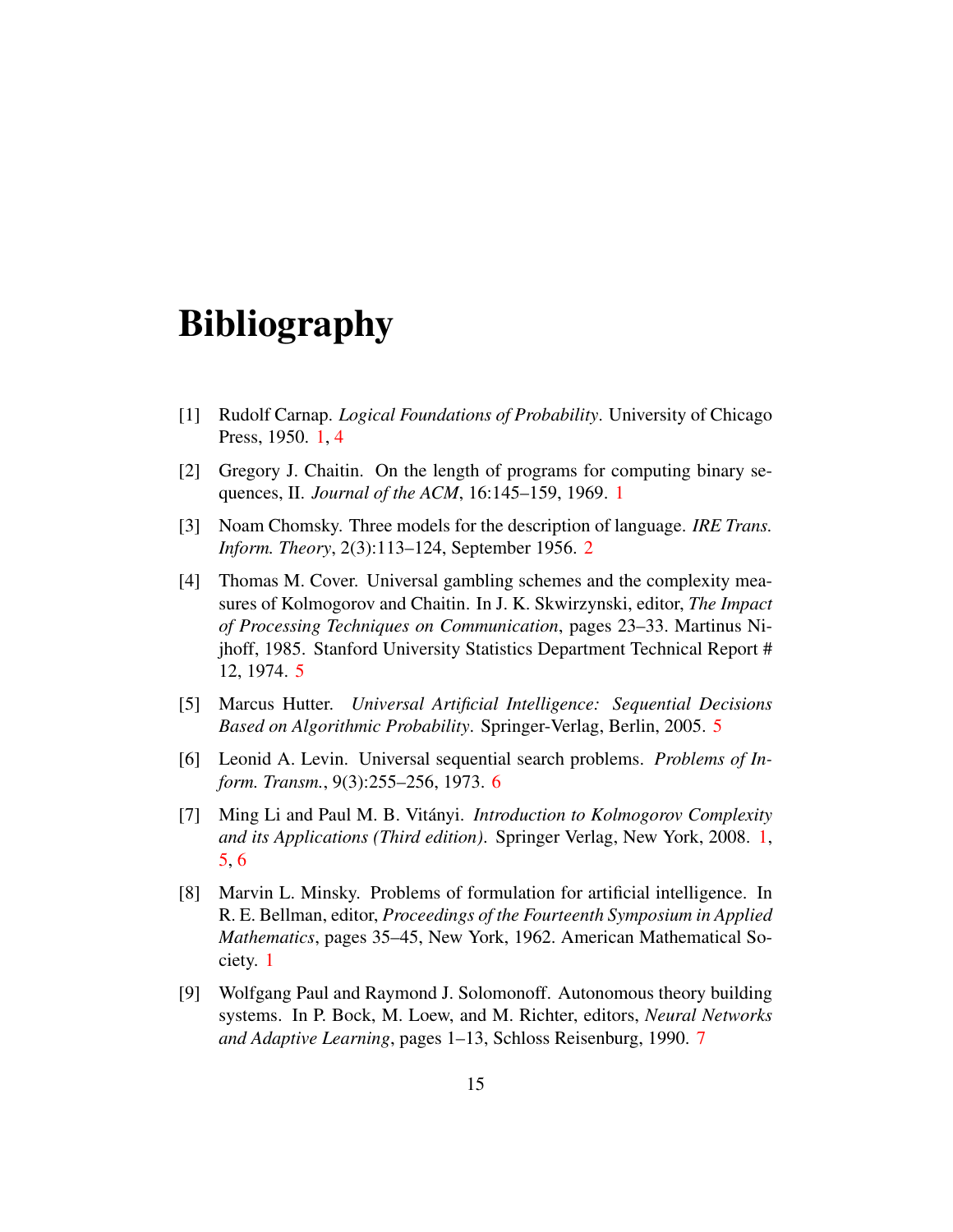# Bibliography

[1] Rudolf Carnap. *Logical Foundations of Probability*. University of Chicago Press, 1950. 1, 4

[2] Gregory J. Chaitin. On the length of programs for computing binary sequences, II. *Journal of the ACM*, 16:145–159, 1969. 1

[3] Noam Chomsky. Three models for the description of language. *IRE Trans. Inform. Theory*, 2(3):113–124, September 1956. 2

[4] Thomas M. Cover. Universal gambling schemes and the complexity measures of Kolmogorov and Chaitin. In J. K. Skwirzynski, editor, *The Impact of Processing Techniques on Communication*, pages 23–33. Martinus Nijhoff, 1985. Stanford University Statistics Department Technical Report # 12, 1974. 5

[5] Marcus Hutter. *Universal Artificial Intelligence: Sequential Decisions Based on Algorithmic Probability*. Springer-Verlag, Berlin, 2005. 5

[6] Leonid A. Levin. Universal sequential search problems. *Problems of Inform. Transm.*, 9(3):255–256, 1973. 6

[7] Ming Li and Paul M. B. Vitányi. *Introduction to Kolmogorov Complexity and its Applications (Third edition)*. Springer Verlag, New York, 2008. 1, 5, 6

[8] Marvin L. Minsky. Problems of formulation for artificial intelligence. In R. E. Bellman, editor, *Proceedings of the Fourteenth Symposium in Applied Mathematics*, pages 35–45, New York, 1962. American Mathematical Society. 1

[9] Wolfgang Paul and Raymond J. Solomonoff. Autonomous theory building systems. In P. Bock, M. Loew, and M. Richter, editors, *Neural Networks and Adaptive Learning*, pages 1–13, Schloss Reisenburg, 1990. 7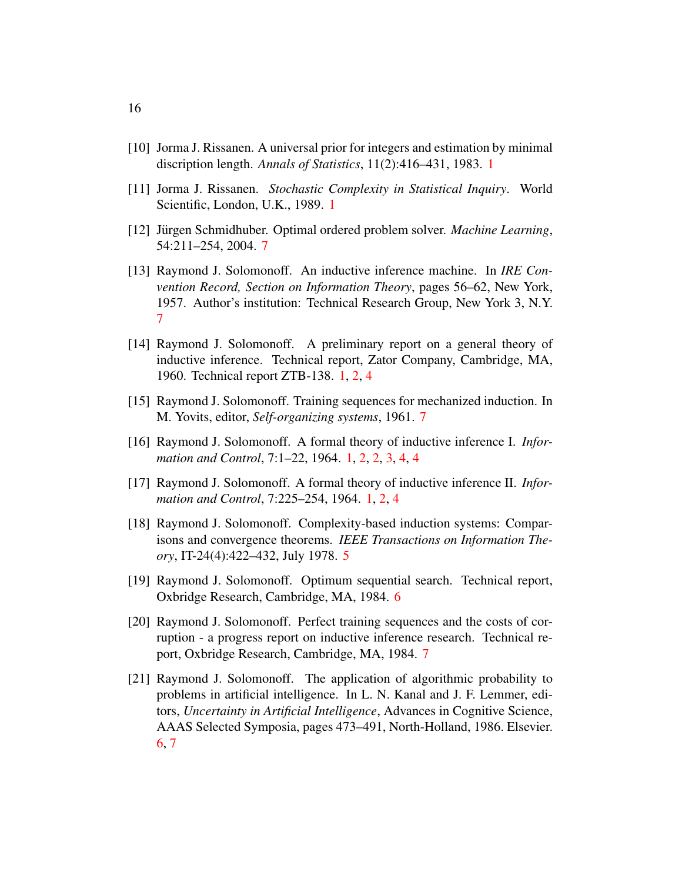[10] Jorma J. Rissanen. A universal prior for integers and estimation by minimal discription length. *Annals of Statistics*, 11(2):416–431, 1983. 1

[11] Jorma J. Rissanen. *Stochastic Complexity in Statistical Inquiry*. World Scientific, London, U.K., 1989. 1

[12] Jürgen Schmidhuber. Optimal ordered problem solver. *Machine Learning*, 54:211–254, 2004. 7

[13] Raymond J. Solomonoff. An inductive inference machine. In *IRE Convention Record, Section on Information Theory*, pages 56–62, New York, 1957. Author's institution: Technical Research Group, New York 3, N.Y. 7

[14] Raymond J. Solomonoff. A preliminary report on a general theory of inductive inference. Technical report, Zator Company, Cambridge, MA, 1960. Technical report ZTB-138. 1, 2, 4

[15] Raymond J. Solomonoff. Training sequences for mechanized induction. In M. Yovits, editor, *Self-organizing systems*, 1961. 7

[16] Raymond J. Solomonoff. A formal theory of inductive inference I. *Information and Control*, 7:1–22, 1964. 1, 2, 2, 3, 4, 4

[17] Raymond J. Solomonoff. A formal theory of inductive inference II. *Information and Control*, 7:225–254, 1964. 1, 2, 4

[18] Raymond J. Solomonoff. Complexity-based induction systems: Comparisons and convergence theorems. *IEEE Transactions on Information Theory*, IT-24(4):422–432, July 1978. 5

[19] Raymond J. Solomonoff. Optimum sequential search. Technical report, Oxbridge Research, Cambridge, MA, 1984. 6

[20] Raymond J. Solomonoff. Perfect training sequences and the costs of corruption - a progress report on inductive inference research. Technical report, Oxbridge Research, Cambridge, MA, 1984. 7

[21] Raymond J. Solomonoff. The application of algorithmic probability to problems in artificial intelligence. In L. N. Kanal and J. F. Lemmer, editors, *Uncertainty in Artificial Intelligence*, Advances in Cognitive Science, AAAS Selected Symposia, pages 473–491, North-Holland, 1986. Elsevier. 6, 7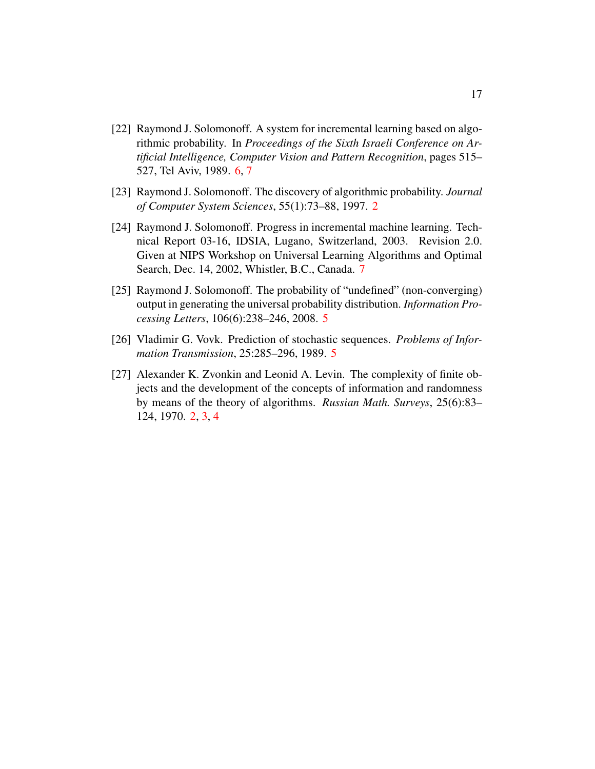[22] Raymond J. Solomonoff. A system for incremental learning based on algorithmic probability. In *Proceedings of the Sixth Israeli Conference on Artificial Intelligence, Computer Vision and Pattern Recognition*, pages 515–527, Tel Aviv, 1989. 6, 7

[23] Raymond J. Solomonoff. The discovery of algorithmic probability. *Journal of Computer System Sciences*, 55(1):73–88, 1997. 2

[24] Raymond J. Solomonoff. Progress in incremental machine learning. Technical Report 03-16, IDSIA, Lugano, Switzerland, 2003. Revision 2.0. Given at NIPS Workshop on Universal Learning Algorithms and Optimal Search, Dec. 14, 2002, Whistler, B.C., Canada. 7

[25] Raymond J. Solomonoff. The probability of "undefined" (non-converging) output in generating the universal probability distribution. *Information Processing Letters*, 106(6):238–246, 2008. 5

[26] Vladimir G. Vovk. Prediction of stochastic sequences. *Problems of Information Transmission*, 25:285–296, 1989. 5

[27] Alexander K. Zvonkin and Leonid A. Levin. The complexity of finite objects and the development of the concepts of information and randomness by means of the theory of algorithms. *Russian Math. Surveys*, 25(6):83–124, 1970. 2, 3, 4